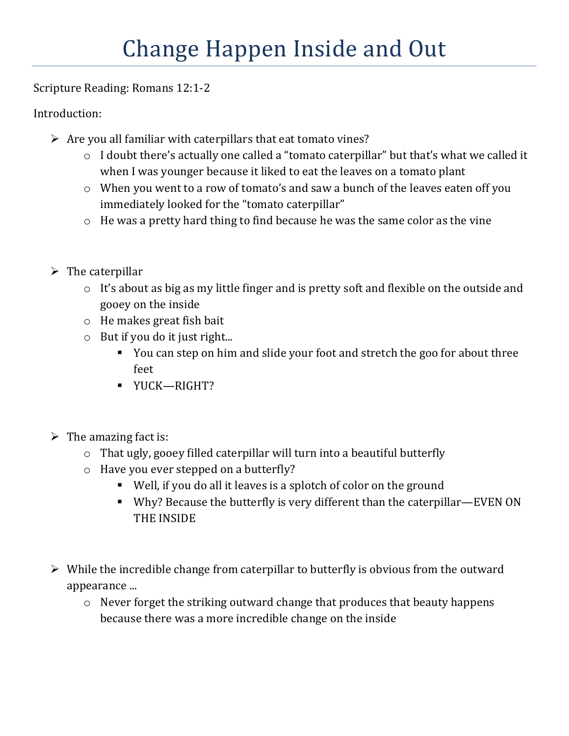# Change Happen Inside and Out

Scripture Reading: Romans 12:1-2

Introduction:

- Are you all familiar with caterpillars that eat tomato vines?
  - I doubt there's actually one called a "tomato caterpillar" but that's what we called it when I was younger because it liked to eat the leaves on a tomato plant
  - When you went to a row of tomato's and saw a bunch of the leaves eaten off you immediately looked for the "tomato caterpillar"
  - He was a pretty hard thing to find because he was the same color as the vine

- The caterpillar
  - It's about as big as my little finger and is pretty soft and flexible on the outside and gooey on the inside
  - He makes great fish bait
  - But if you do it just right...
    - You can step on him and slide your foot and stretch the goo for about three feet
    - YUCK—RIGHT?

- The amazing fact is:
  - That ugly, gooey filled caterpillar will turn into a beautiful butterfly
  - Have you ever stepped on a butterfly?
    - Well, if you do all it leaves is a splotch of color on the ground
    - Why? Because the butterfly is very different than the caterpillar—EVEN ON THE INSIDE

- While the incredible change from caterpillar to butterfly is obvious from the outward appearance ...
  - Never forget the striking outward change that produces that beauty happens because there was a more incredible change on the inside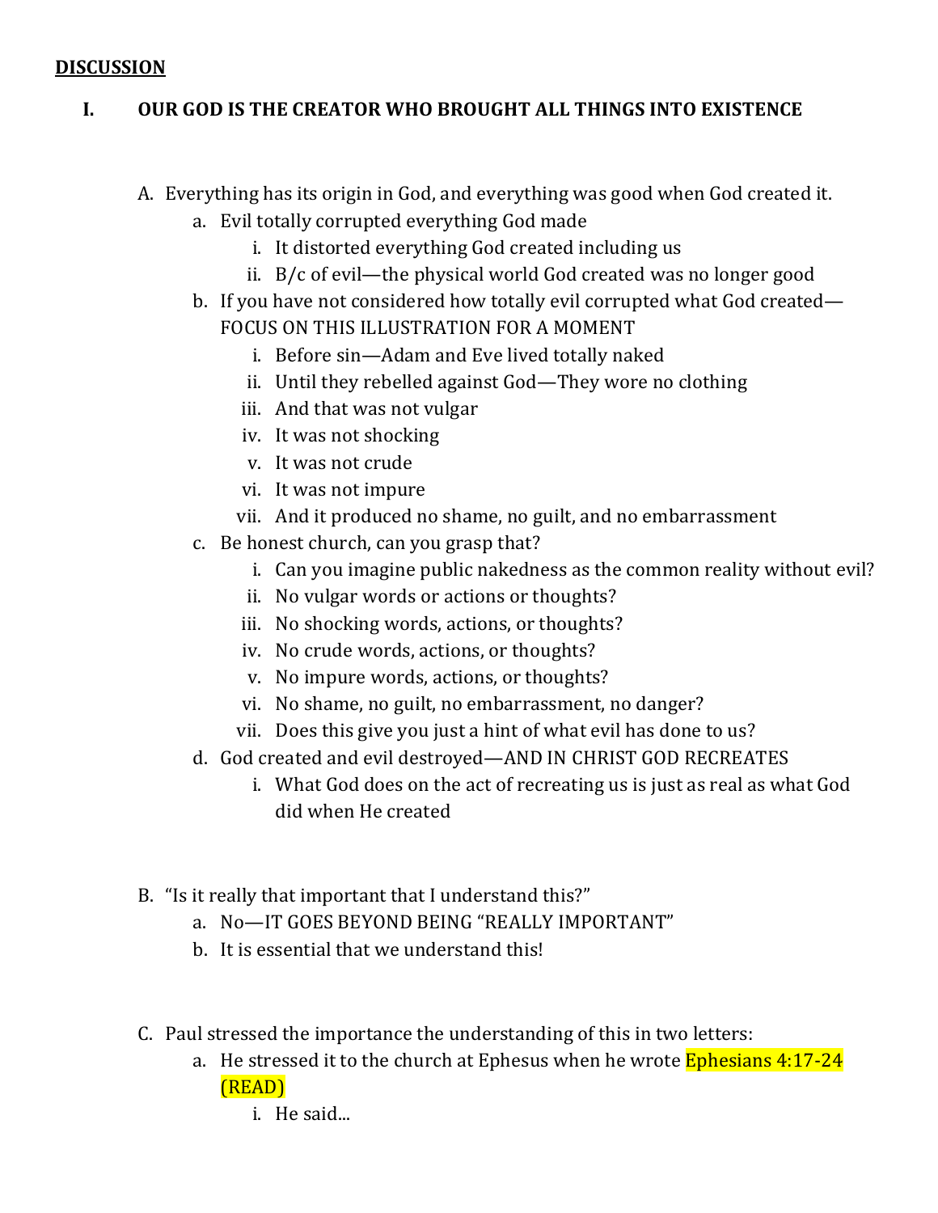**<u>DISCUSSION</u>**

## I. OUR GOD IS THE CREATOR WHO BROUGHT ALL THINGS INTO EXISTENCE

A. Everything has its origin in God, and everything was good when God created it.
   - a. Evil totally corrupted everything God made
     - i. It distorted everything God created including us
     - ii. B/c of evil—the physical world God created was no longer good
   - b. If you have not considered how totally evil corrupted what God created—FOCUS ON THIS ILLUSTRATION FOR A MOMENT
     - i. Before sin—Adam and Eve lived totally naked
     - ii. Until they rebelled against God—They wore no clothing
     - iii. And that was not vulgar
     - iv. It was not shocking
     - v. It was not crude
     - vi. It was not impure
     - vii. And it produced no shame, no guilt, and no embarrassment
   - c. Be honest church, can you grasp that?
     - i. Can you imagine public nakedness as the common reality without evil?
     - ii. No vulgar words or actions or thoughts?
     - iii. No shocking words, actions, or thoughts?
     - iv. No crude words, actions, or thoughts?
     - v. No impure words, actions, or thoughts?
     - vi. No shame, no guilt, no embarrassment, no danger?
     - vii. Does this give you just a hint of what evil has done to us?
   - d. God created and evil destroyed—AND IN CHRIST GOD RECREATES
     - i. What God does on the act of recreating us is just as real as what God did when He created

B. "Is it really that important that I understand this?"
   - a. No—IT GOES BEYOND BEING "REALLY IMPORTANT"
   - b. It is essential that we understand this!

C. Paul stressed the importance the understanding of this in two letters:
   - a. He stressed it to the church at Ephesus when he wrote Ephesians 4:17-24 (READ)
     - i. He said...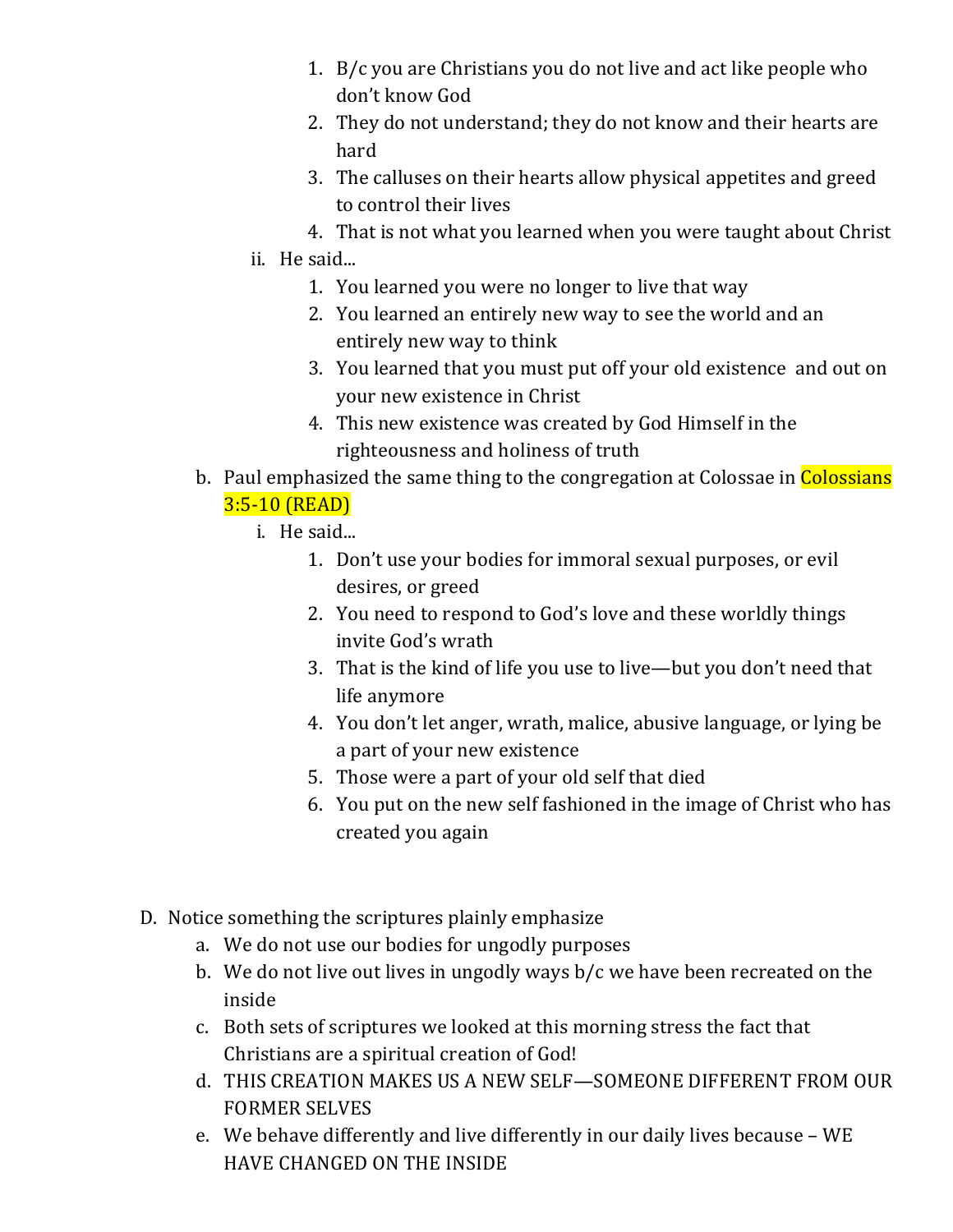1. B/c you are Christians you do not live and act like people who don't know God
            2. They do not understand; they do not know and their hearts are hard
            3. The calluses on their hearts allow physical appetites and greed to control their lives
            4. That is not what you learned when you were taught about Christ
        ii. He said...
            1. You learned you were no longer to live that way
            2. You learned an entirely new way to see the world and an entirely new way to think
            3. You learned that you must put off your old existence  and out on your new existence in Christ
            4. This new existence was created by God Himself in the righteousness and holiness of truth
    b. Paul emphasized the same thing to the congregation at Colossae in Colossians 3:5-10 (READ)
        i. He said...
            1. Don't use your bodies for immoral sexual purposes, or evil desires, or greed
            2. You need to respond to God's love and these worldly things invite God's wrath
            3. That is the kind of life you use to live—but you don't need that life anymore
            4. You don't let anger, wrath, malice, abusive language, or lying be a part of your new existence
            5. Those were a part of your old self that died
            6. You put on the new self fashioned in the image of Christ who has created you again

D. Notice something the scriptures plainly emphasize
    a. We do not use our bodies for ungodly purposes
    b. We do not live out lives in ungodly ways b/c we have been recreated on the inside
    c. Both sets of scriptures we looked at this morning stress the fact that Christians are a spiritual creation of God!
    d. THIS CREATION MAKES US A NEW SELF—SOMEONE DIFFERENT FROM OUR FORMER SELVES
    e. We behave differently and live differently in our daily lives because – WE HAVE CHANGED ON THE INSIDE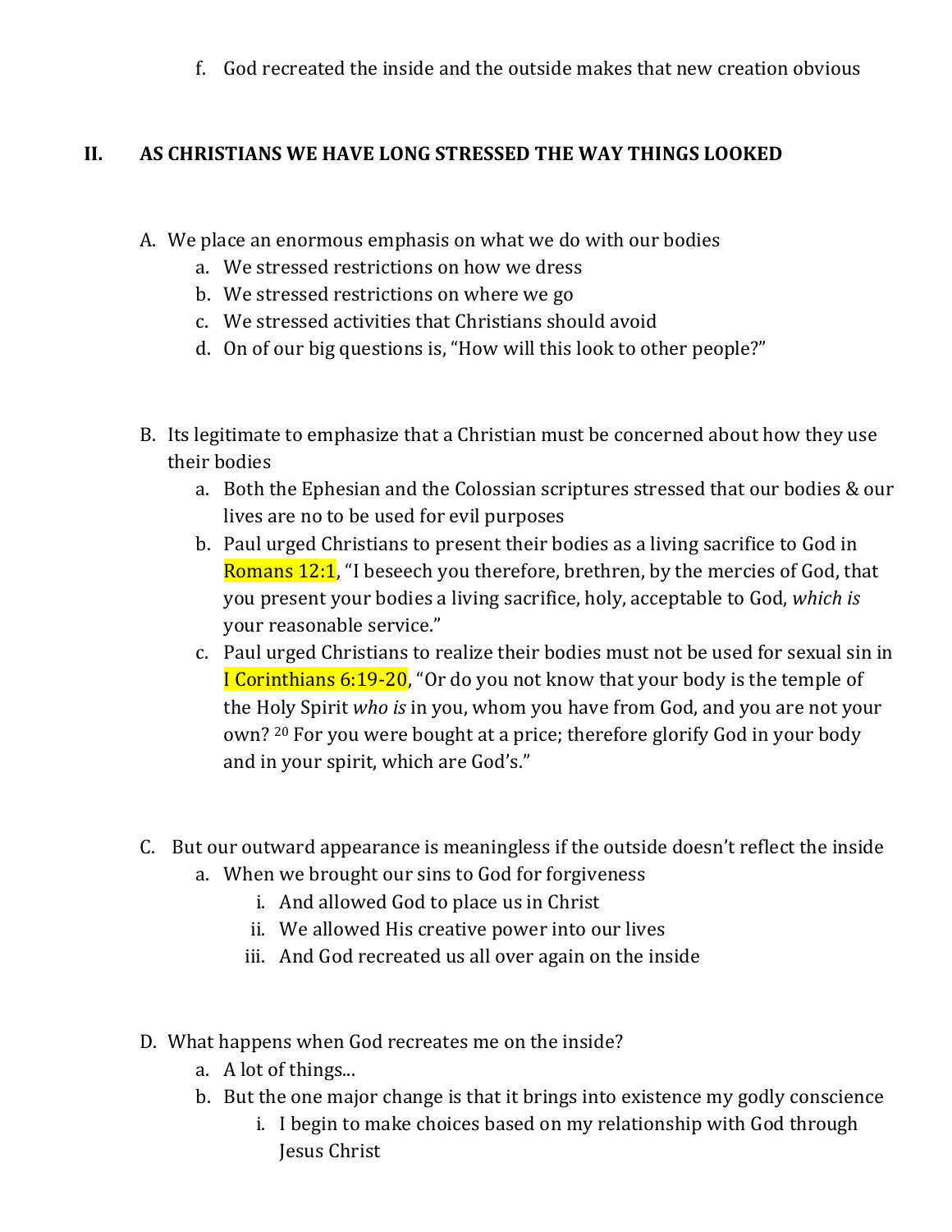f. God recreated the inside and the outside makes that new creation obvious

## II. AS CHRISTIANS WE HAVE LONG STRESSED THE WAY THINGS LOOKED

A. We place an enormous emphasis on what we do with our bodies
   a. We stressed restrictions on how we dress
   b. We stressed restrictions on where we go
   c. We stressed activities that Christians should avoid
   d. On of our big questions is, "How will this look to other people?"

B. Its legitimate to emphasize that a Christian must be concerned about how they use their bodies
   a. Both the Ephesian and the Colossian scriptures stressed that our bodies & our lives are no to be used for evil purposes
   b. Paul urged Christians to present their bodies as a living sacrifice to God in Romans 12:1, "I beseech you therefore, brethren, by the mercies of God, that you present your bodies a living sacrifice, holy, acceptable to God, *which is* your reasonable service."
   c. Paul urged Christians to realize their bodies must not be used for sexual sin in I Corinthians 6:19-20, "Or do you not know that your body is the temple of the Holy Spirit *who is* in you, whom you have from God, and you are not your own? [20] For you were bought at a price; therefore glorify God in your body and in your spirit, which are God's."

C. But our outward appearance is meaningless if the outside doesn't reflect the inside
   a. When we brought our sins to God for forgiveness
      i. And allowed God to place us in Christ
      ii. We allowed His creative power into our lives
      iii. And God recreated us all over again on the inside

D. What happens when God recreates me on the inside?
   a. A lot of things...
   b. But the one major change is that it brings into existence my godly conscience
      i. I begin to make choices based on my relationship with God through Jesus Christ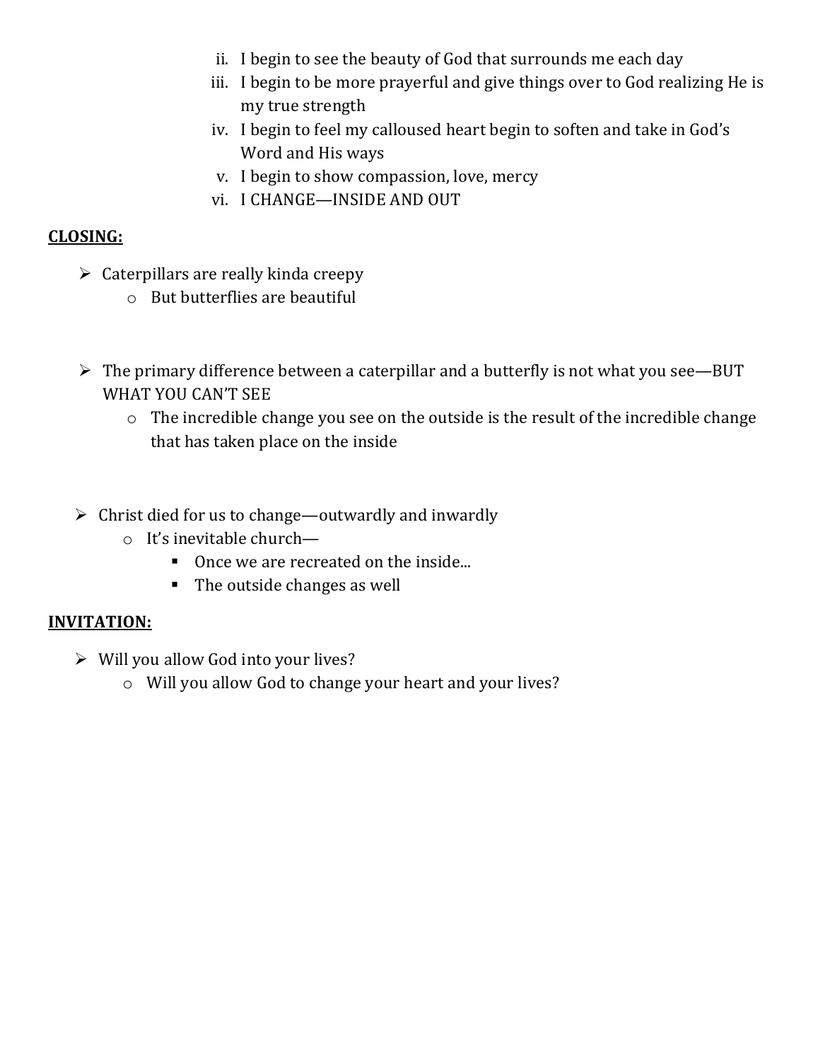ii. I begin to see the beauty of God that surrounds me each day
iii. I begin to be more prayerful and give things over to God realizing He is my true strength
iv. I begin to feel my calloused heart begin to soften and take in God's Word and His ways
v. I begin to show compassion, love, mercy
vi. I CHANGE—INSIDE AND OUT

**<u>CLOSING:</u>**

- Caterpillars are really kinda creepy
  - But butterflies are beautiful

- The primary difference between a caterpillar and a butterfly is not what you see—BUT WHAT YOU CAN'T SEE
  - The incredible change you see on the outside is the result of the incredible change that has taken place on the inside

- Christ died for us to change—outwardly and inwardly
  - It's inevitable church—
    - Once we are recreated on the inside...
    - The outside changes as well

**<u>INVITATION:</u>**

- Will you allow God into your lives?
  - Will you allow God to change your heart and your lives?